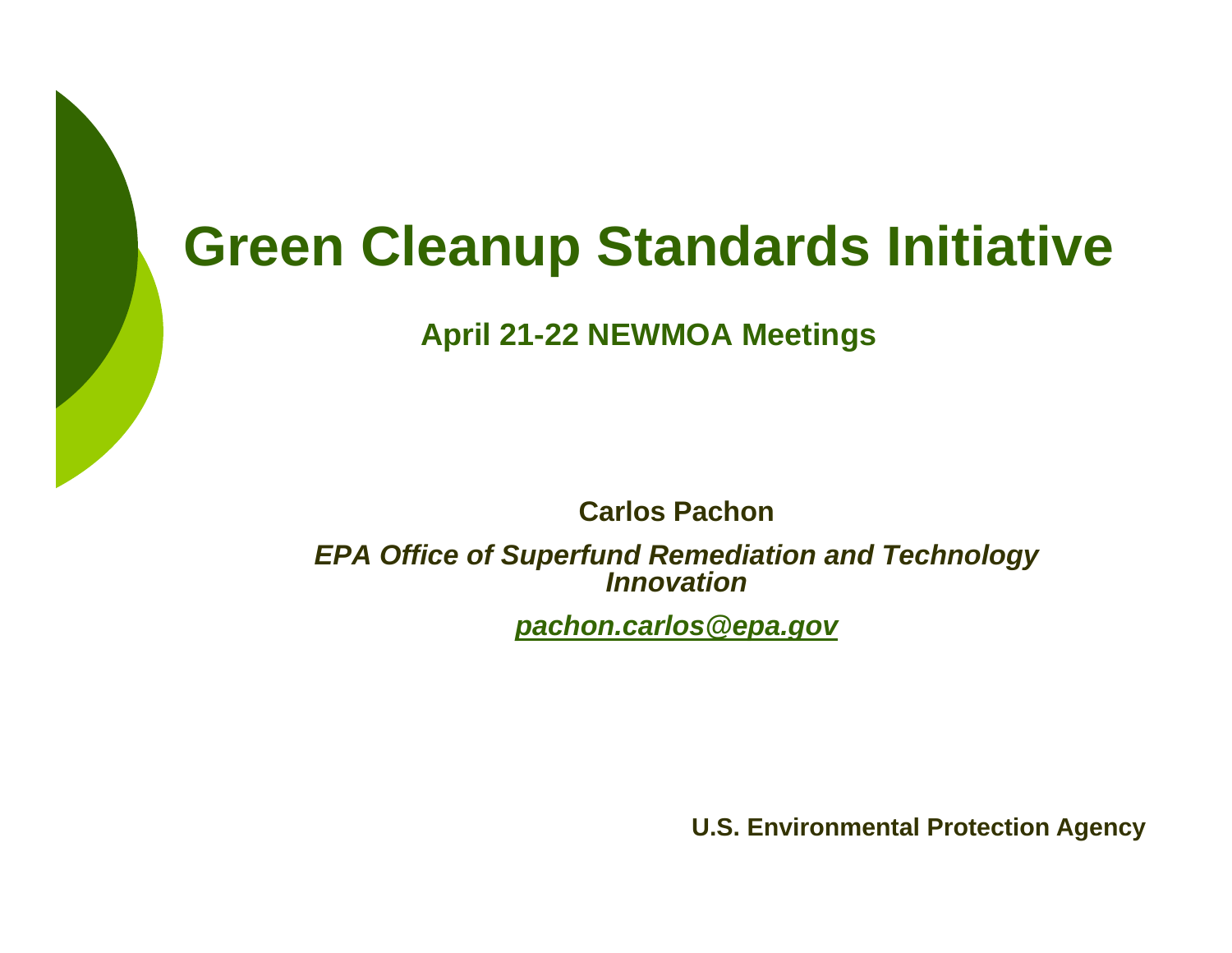# Green Cleanup Standards Initiative

**April 21-22 NEWMOA Meetings**

**Carlos Pachon**

***EPA Office of Superfund Remediation and Technology Innovation***

***pachon.carlos@epa.gov***

**U.S. Environmental Protection Agency**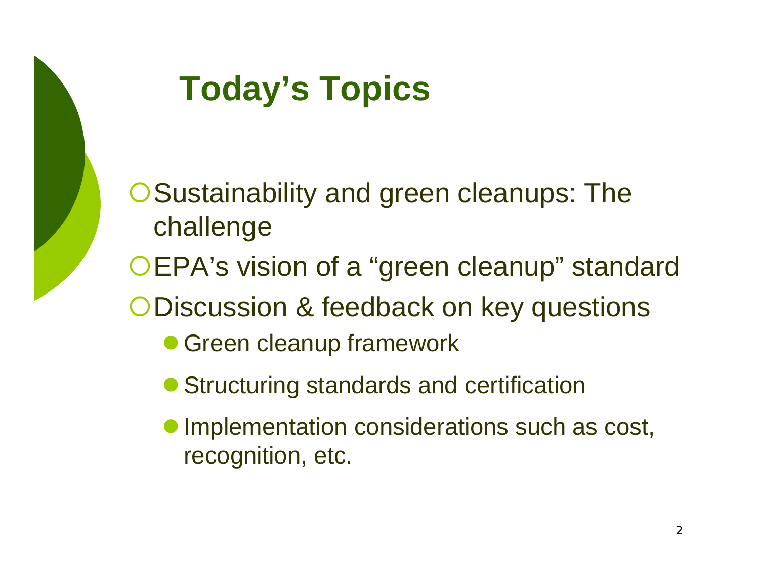# Today's Topics

- Sustainability and green cleanups: The challenge
- EPA's vision of a "green cleanup" standard
- Discussion & feedback on key questions
  - Green cleanup framework
  - Structuring standards and certification
  - Implementation considerations such as cost, recognition, etc.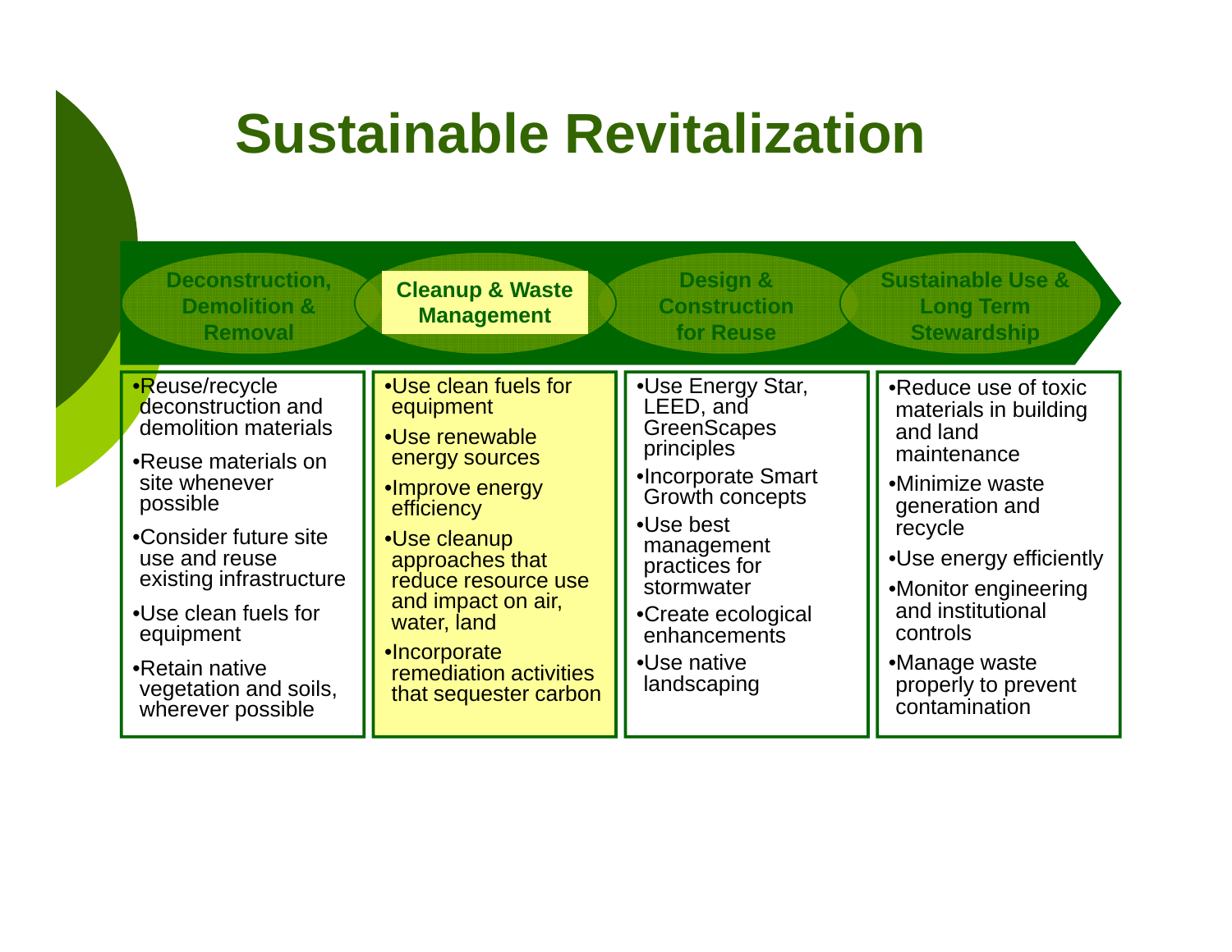# Sustainable Revitalization

| Deconstruction, Demolition & Removal | Cleanup & Waste Management | Design & Construction for Reuse | Sustainable Use & Long Term Stewardship |
|---|---|---|---|
| •Reuse/recycle deconstruction and demolition materials<br>•Reuse materials on site whenever possible<br>•Consider future site use and reuse existing infrastructure<br>•Use clean fuels for equipment<br>•Retain native vegetation and soils, wherever possible | •Use clean fuels for equipment<br>•Use renewable energy sources<br>•Improve energy efficiency<br>•Use cleanup approaches that reduce resource use and impact on air, water, land<br>•Incorporate remediation activities that sequester carbon | •Use Energy Star, LEED, and GreenScapes principles<br>•Incorporate Smart Growth concepts<br>•Use best management practices for stormwater<br>•Create ecological enhancements<br>•Use native landscaping | •Reduce use of toxic materials in building and land maintenance<br>•Minimize waste generation and recycle<br>•Use energy efficiently<br>•Monitor engineering and institutional controls<br>•Manage waste properly to prevent contamination |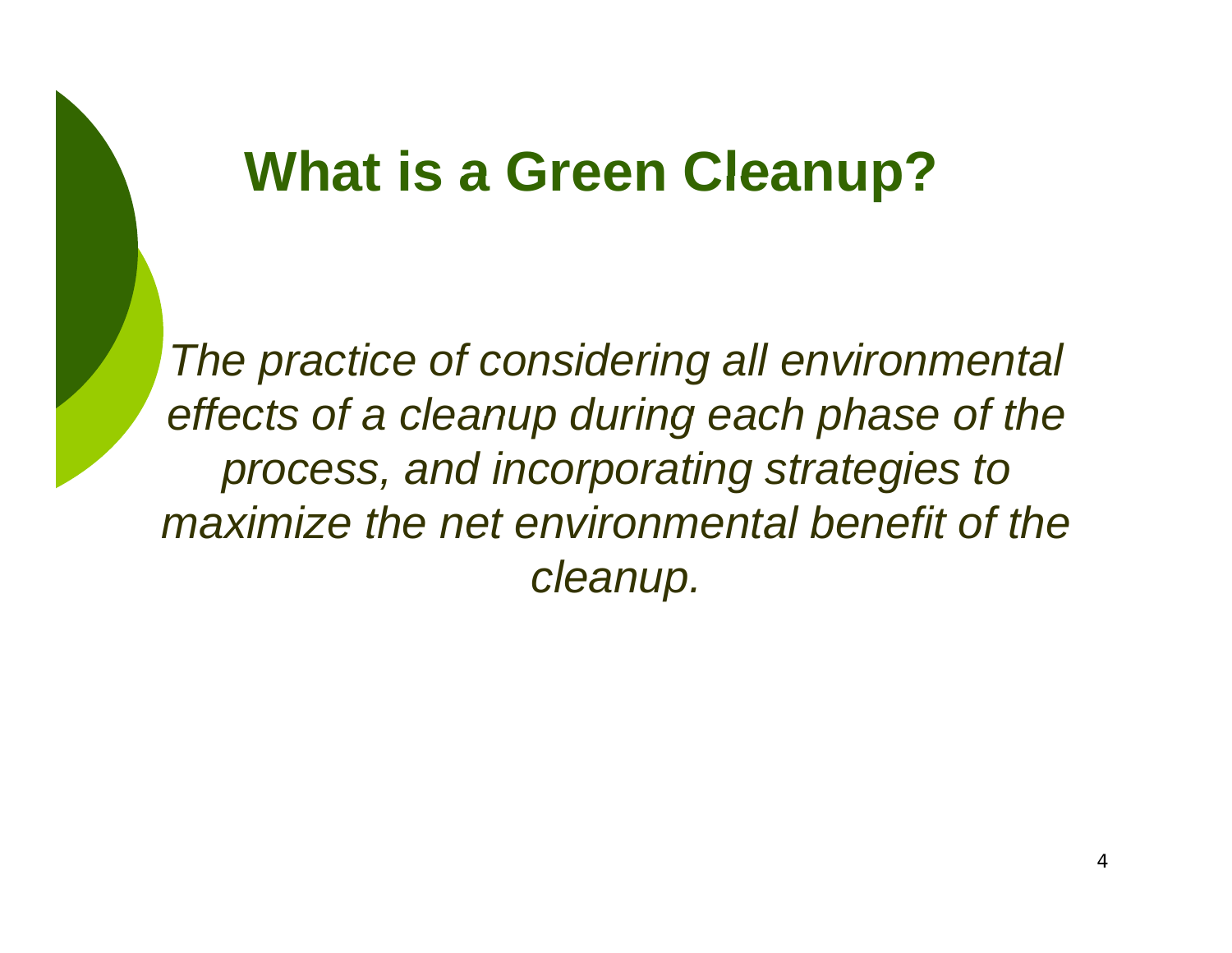# What is a Green Cleanup?

*The practice of considering all environmental effects of a cleanup during each phase of the process, and incorporating strategies to maximize the net environmental benefit of the cleanup.*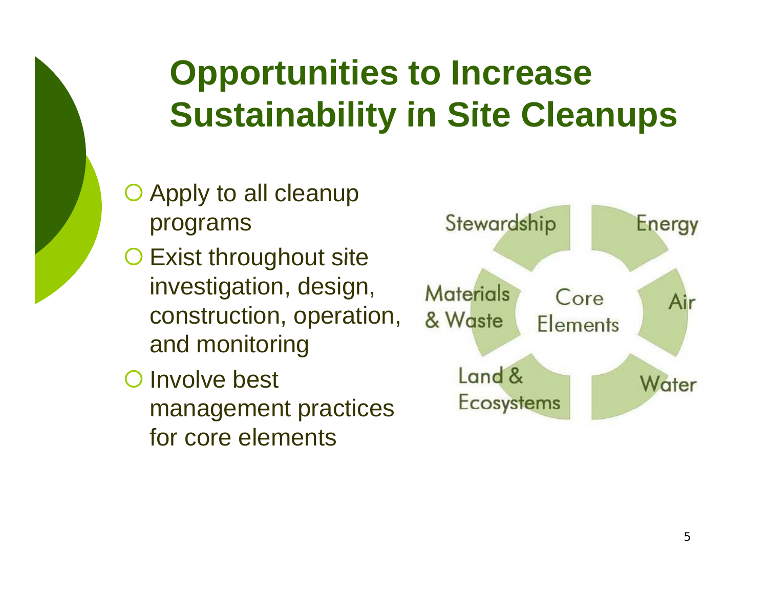# Opportunities to Increase Sustainability in Site Cleanups

- Apply to all cleanup programs
- Exist throughout site investigation, design, construction, operation, and monitoring
- Involve best management practices for core elements

Stewardship

Energy

Materials & Waste

Core Elements

Air

Land & Ecosystems

Water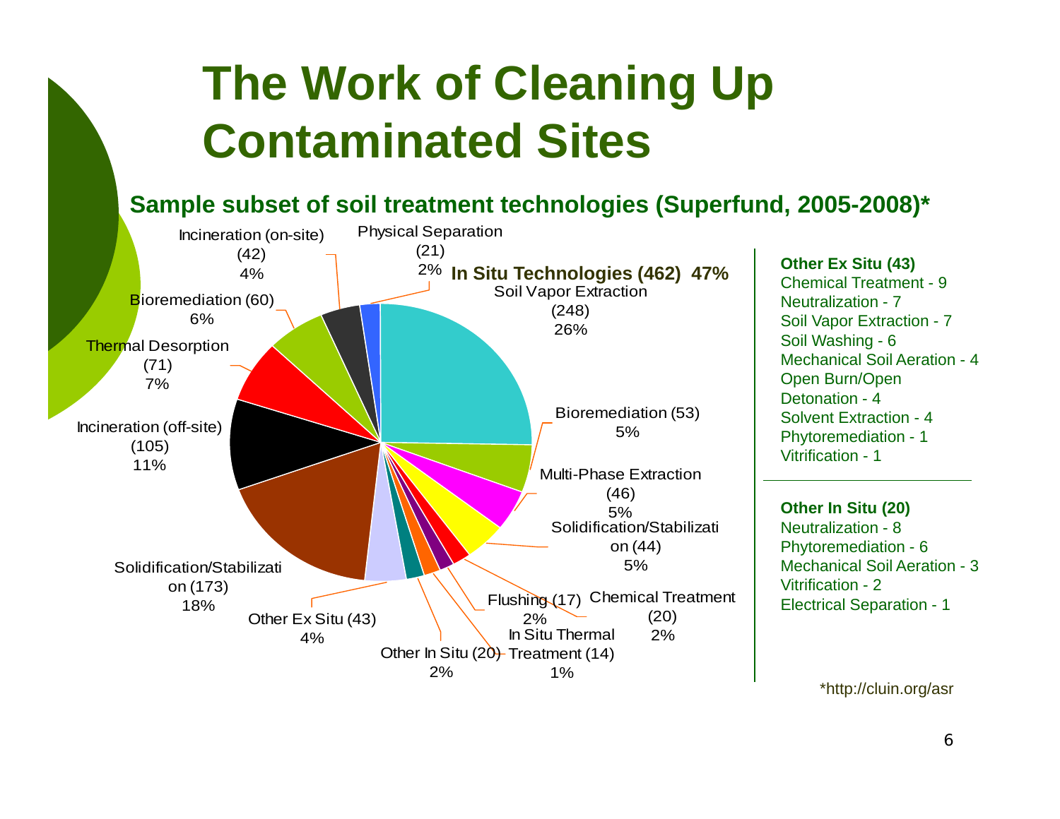# The Work of Cleaning Up Contaminated Sites

**Sample subset of soil treatment technologies (Superfund, 2005-2008)***

**In Situ Technologies (462) 47%**

- Soil Vapor Extraction (248) 26%
- Bioremediation (53) 5%
- Multi-Phase Extraction (46) 5%
- Solidification/Stabilization (44) 5%
- Chemical Treatment (20) 2%
- Flushing (17) 2%
- In Situ Thermal Treatment (14) 1%
- Other In Situ (20) 2%
- Other Ex Situ (43) 4%
- Solidification/Stabilization (173) 18%
- Incineration (off-site) (105) 11%
- Thermal Desorption (71) 7%
- Bioremediation (60) 6%
- Incineration (on-site) (42) 4%
- Physical Separation (21) 2%

**Other Ex Situ (43)**

- Chemical Treatment - 9
- Neutralization - 7
- Soil Vapor Extraction - 7
- Soil Washing - 6
- Mechanical Soil Aeration - 4
- Open Burn/Open Detonation - 4
- Solvent Extraction - 4
- Phytoremediation - 1
- Vitrification - 1

**Other In Situ (20)**

- Neutralization - 8
- Phytoremediation - 6
- Mechanical Soil Aeration - 3
- Vitrification - 2
- Electrical Separation - 1

*http://cluin.org/asr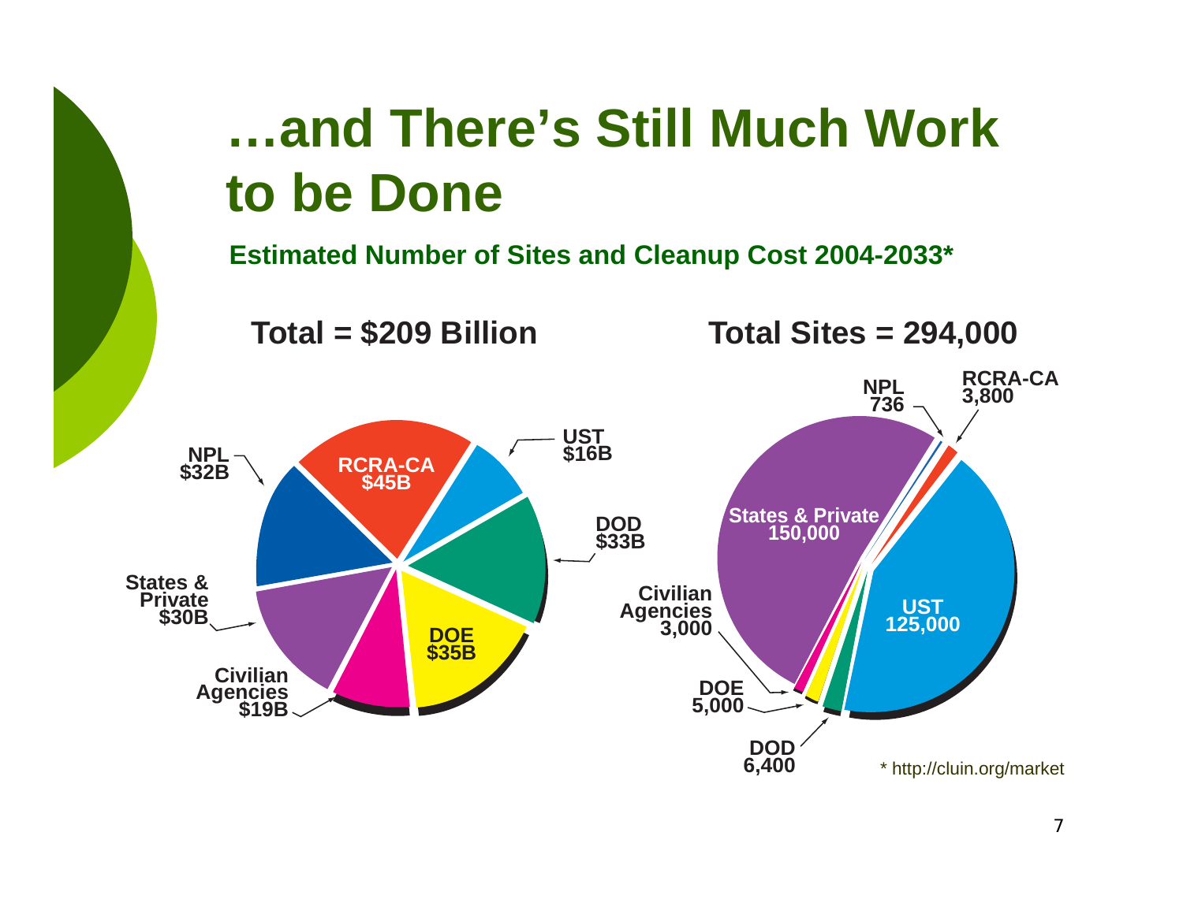# …and There's Still Much Work to be Done

**Estimated Number of Sites and Cleanup Cost 2004-2033***

**Total = $209 Billion**

- RCRA-CA $45B
- UST $16B
- DOD $33B
- DOE $35B
- Civilian Agencies $19B
- States & Private $30B
- NPL $32B

**Total Sites = 294,000**

- NPL 736
- RCRA-CA 3,800
- UST 125,000
- DOD 6,400
- DOE 5,000
- Civilian Agencies 3,000
- States & Private 150,000

* http://cluin.org/market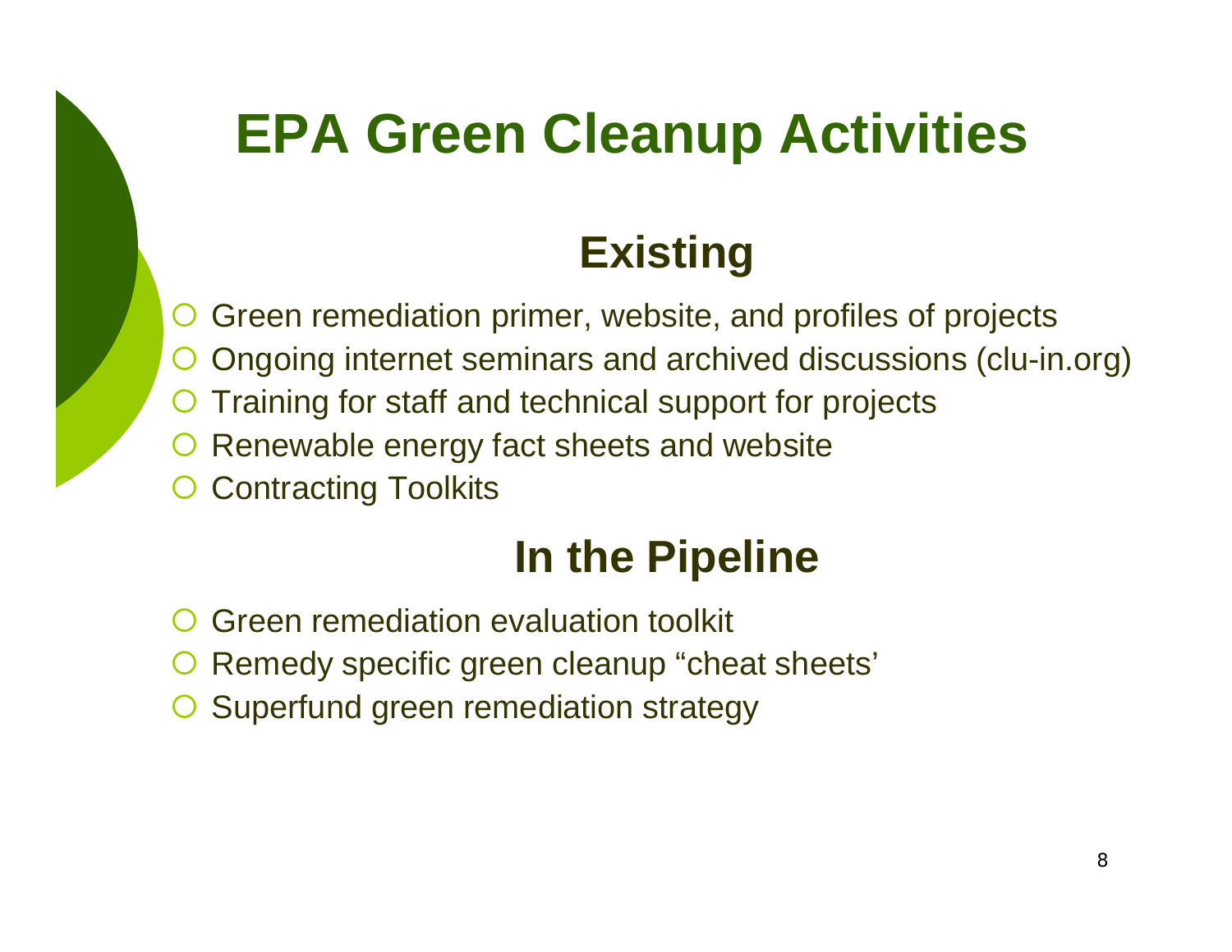# EPA Green Cleanup Activities

## Existing

- Green remediation primer, website, and profiles of projects
- Ongoing internet seminars and archived discussions (clu-in.org)
- Training for staff and technical support for projects
- Renewable energy fact sheets and website
- Contracting Toolkits

## In the Pipeline

- Green remediation evaluation toolkit
- Remedy specific green cleanup “cheat sheets’
- Superfund green remediation strategy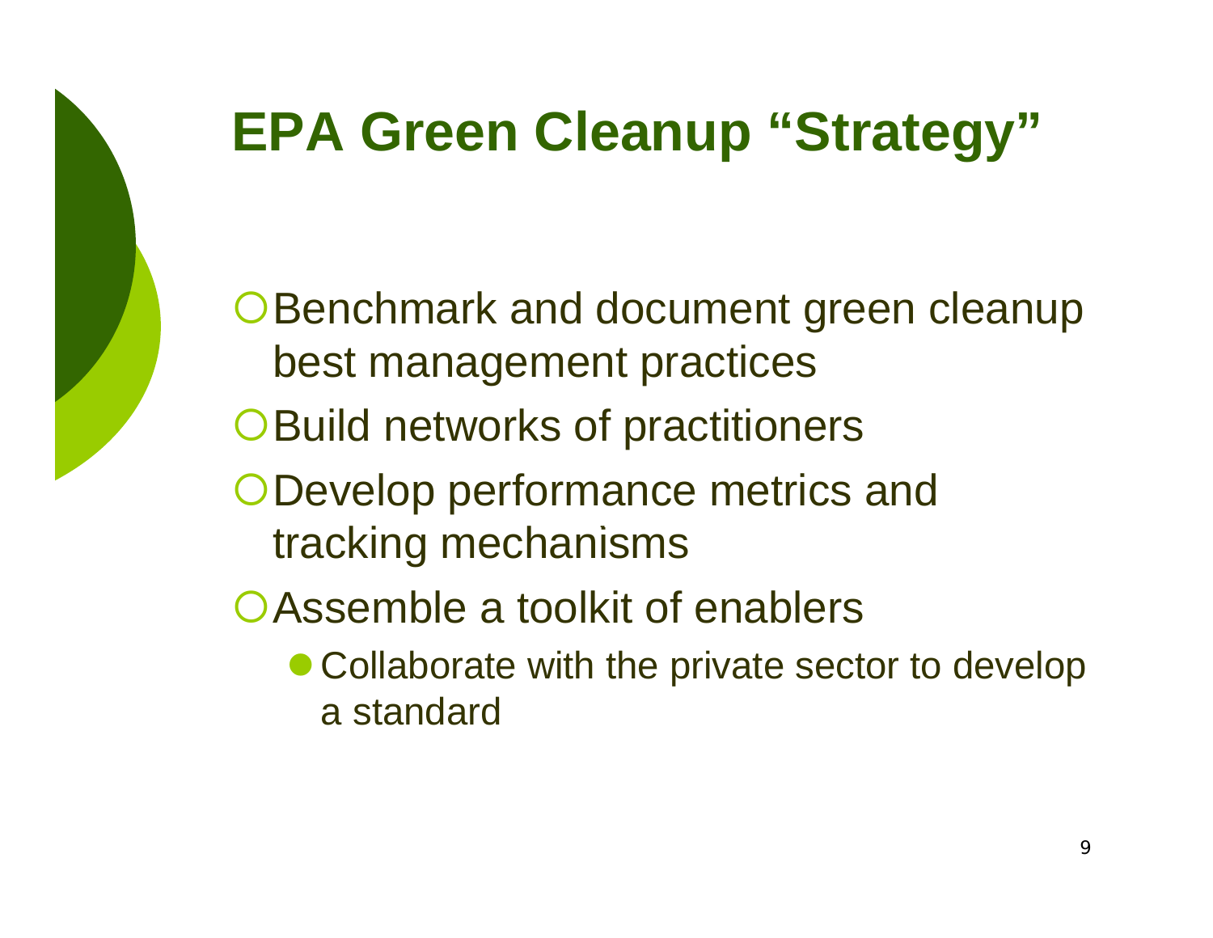# EPA Green Cleanup "Strategy"

- Benchmark and document green cleanup best management practices
- Build networks of practitioners
- Develop performance metrics and tracking mechanisms
- Assemble a toolkit of enablers
  - Collaborate with the private sector to develop a standard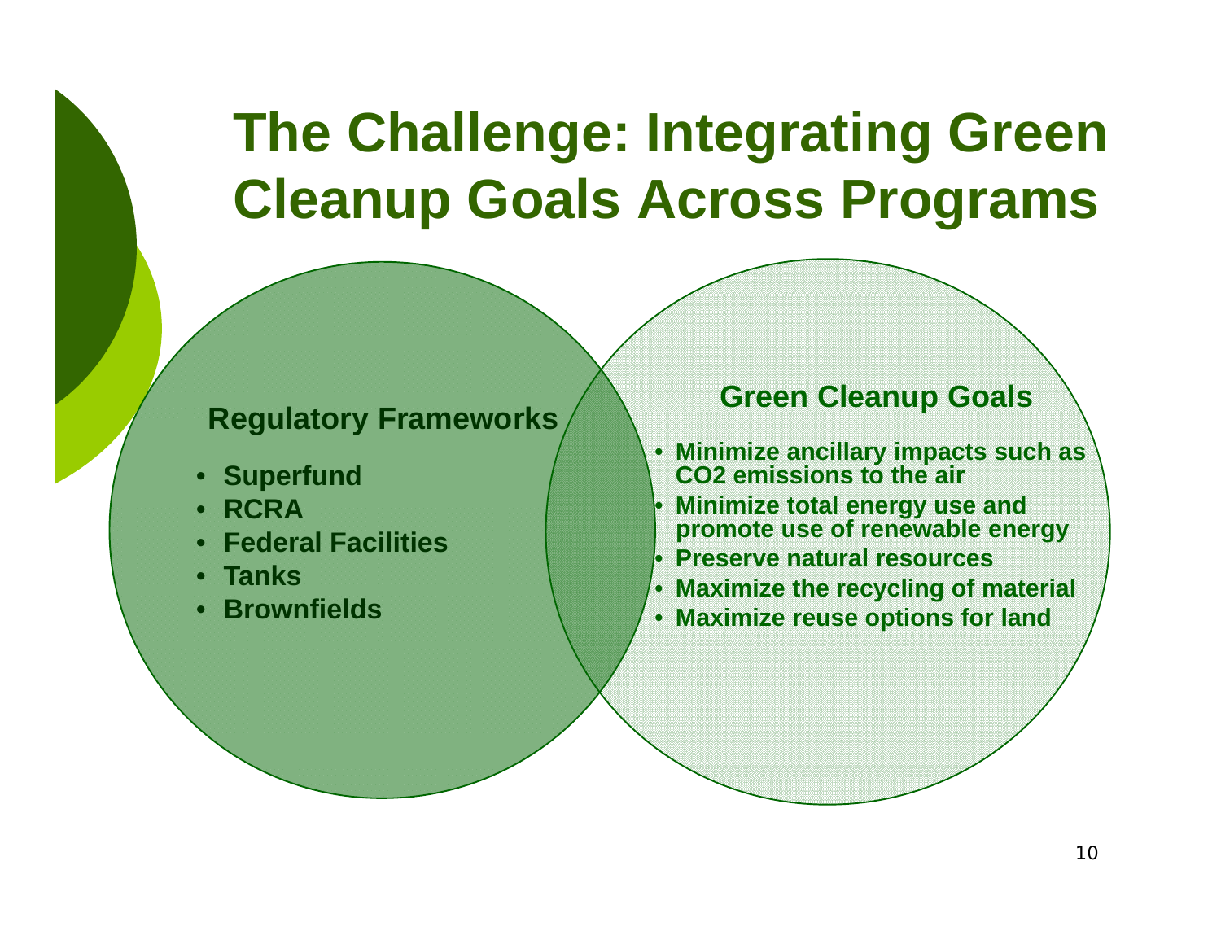# The Challenge: Integrating Green Cleanup Goals Across Programs

### Regulatory Frameworks

- Superfund
- RCRA
- Federal Facilities
- Tanks
- Brownfields

### Green Cleanup Goals

- Minimize ancillary impacts such as $CO_2$ emissions to the air
- Minimize total energy use and promote use of renewable energy
- Preserve natural resources
- Maximize the recycling of material
- Maximize reuse options for land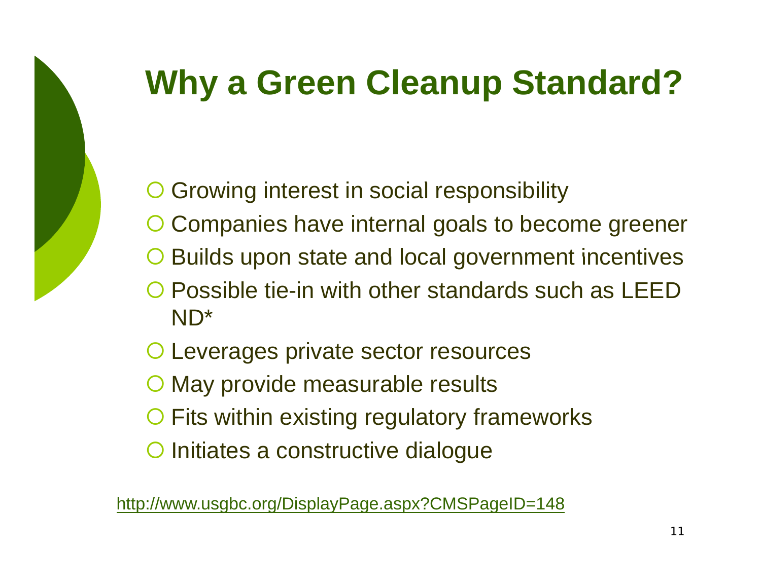# Why a Green Cleanup Standard?

- Growing interest in social responsibility
- Companies have internal goals to become greener
- Builds upon state and local government incentives
- Possible tie-in with other standards such as LEED ND*
- Leverages private sector resources
- May provide measurable results
- Fits within existing regulatory frameworks
- Initiates a constructive dialogue

http://www.usgbc.org/DisplayPage.aspx?CMSPageID=148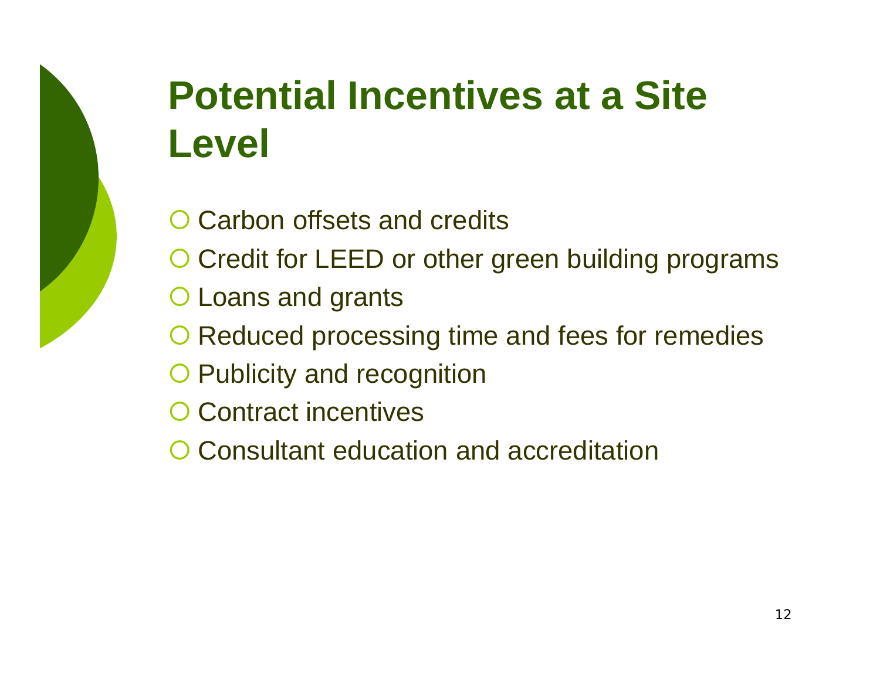# Potential Incentives at a Site Level

- Carbon offsets and credits
- Credit for LEED or other green building programs
- Loans and grants
- Reduced processing time and fees for remedies
- Publicity and recognition
- Contract incentives
- Consultant education and accreditation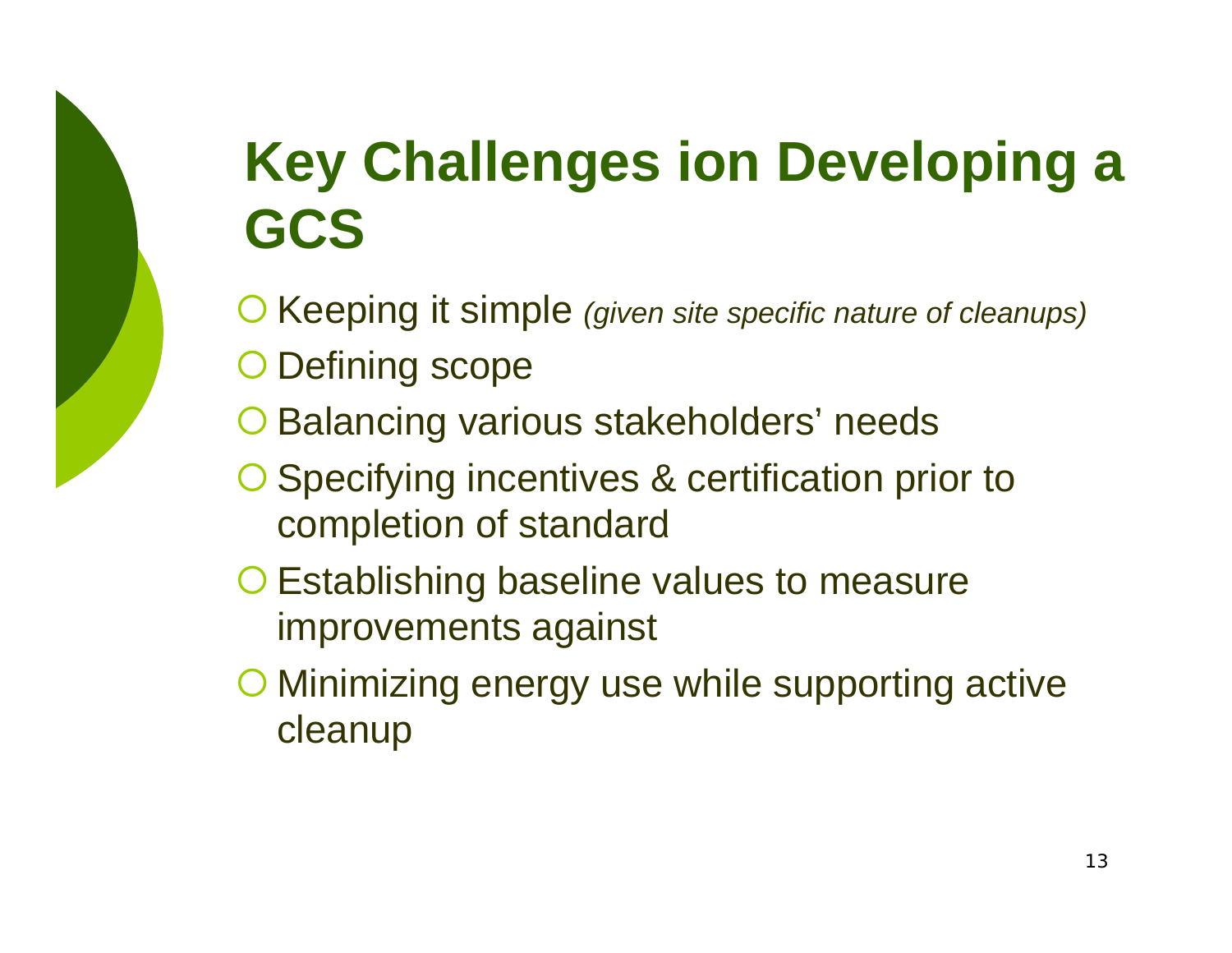# Key Challenges ion Developing a GCS

- Keeping it simple *(given site specific nature of cleanups)*
- Defining scope
- Balancing various stakeholders' needs
- Specifying incentives & certification prior to completion of standard
- Establishing baseline values to measure improvements against
- Minimizing energy use while supporting active cleanup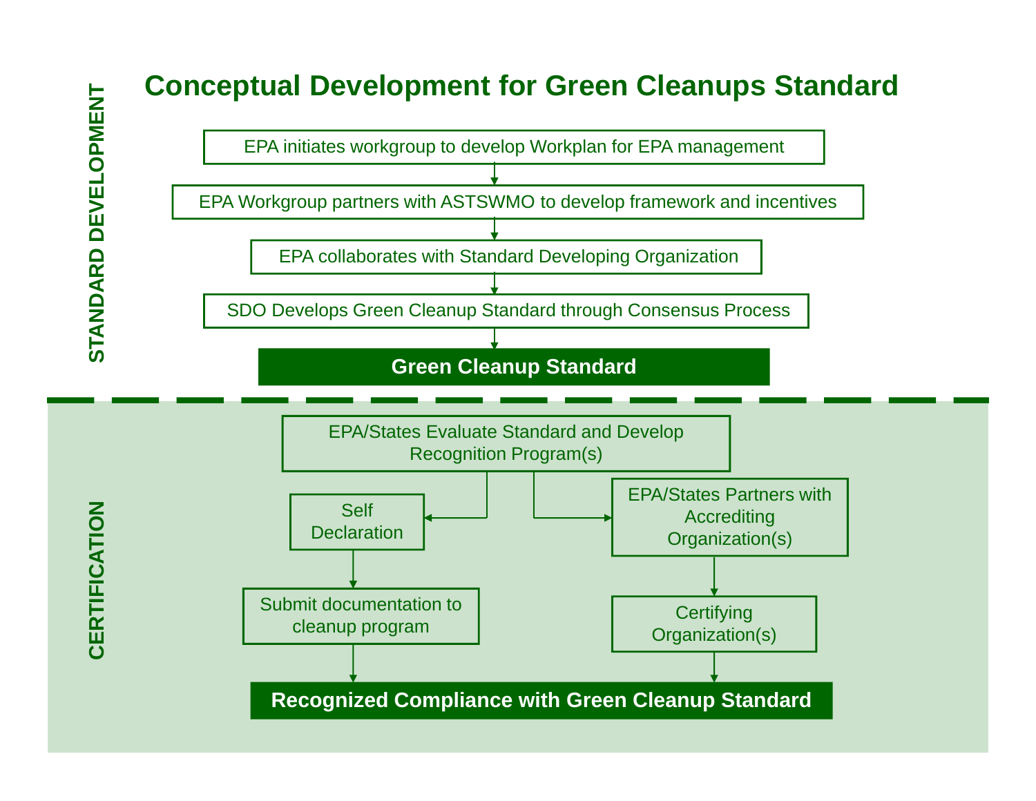# Conceptual Development for Green Cleanups Standard

**STANDARD DEVELOPMENT**

EPA initiates workgroup to develop Workplan for EPA management

EPA Workgroup partners with ASTSWMO to develop framework and incentives

EPA collaborates with Standard Developing Organization

SDO Develops Green Cleanup Standard through Consensus Process

**Green Cleanup Standard**

**CERTIFICATION**

EPA/States Evaluate Standard and Develop Recognition Program(s)

Self Declaration

Submit documentation to cleanup program

EPA/States Partners with Accrediting Organization(s)

Certifying Organization(s)

**Recognized Compliance with Green Cleanup Standard**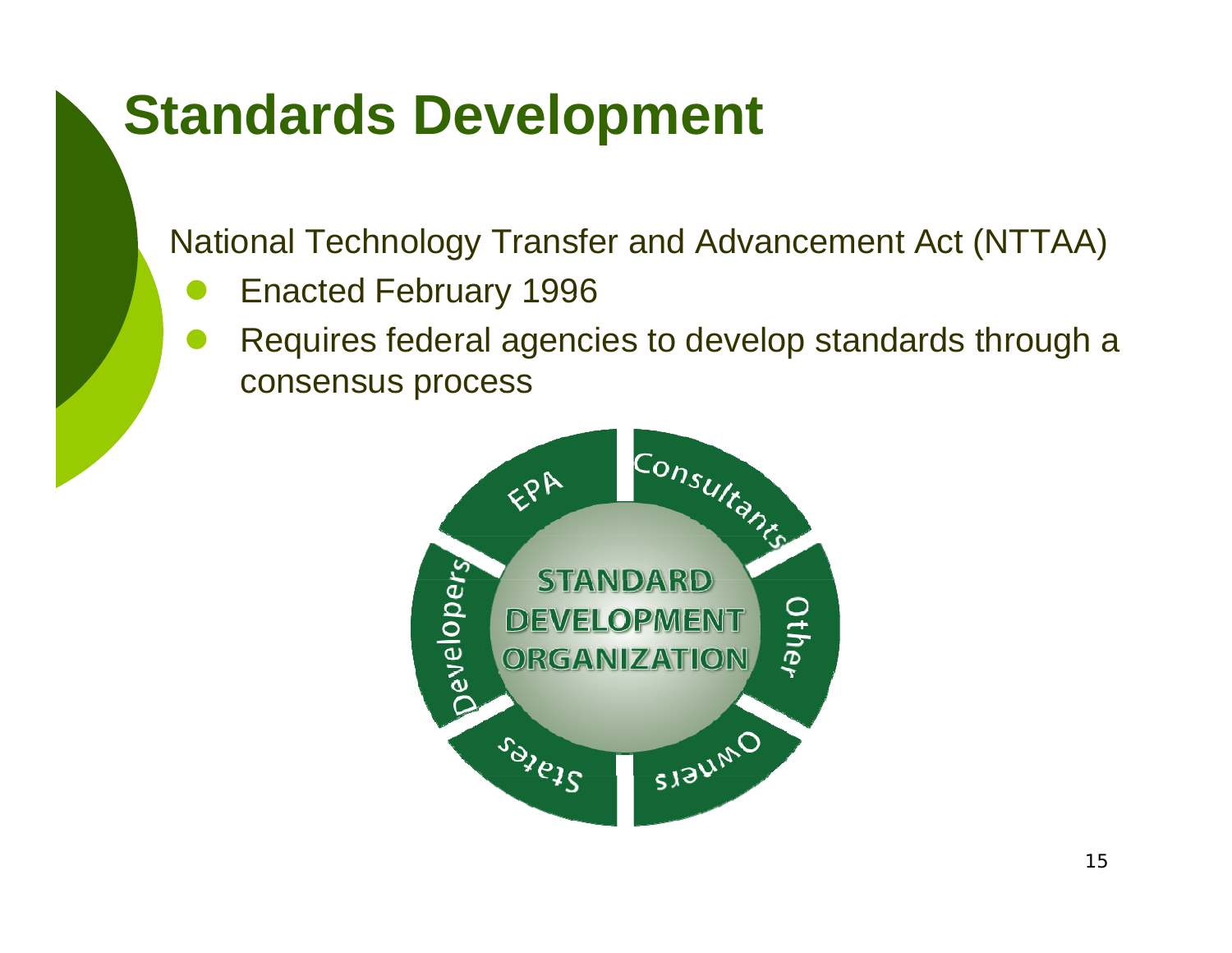# Standards Development

National Technology Transfer and Advancement Act (NTTAA)

- Enacted February 1996
- Requires federal agencies to develop standards through a consensus process

STANDARD DEVELOPMENT ORGANIZATION

EPA

Consultants

Other

Owners

States

Developers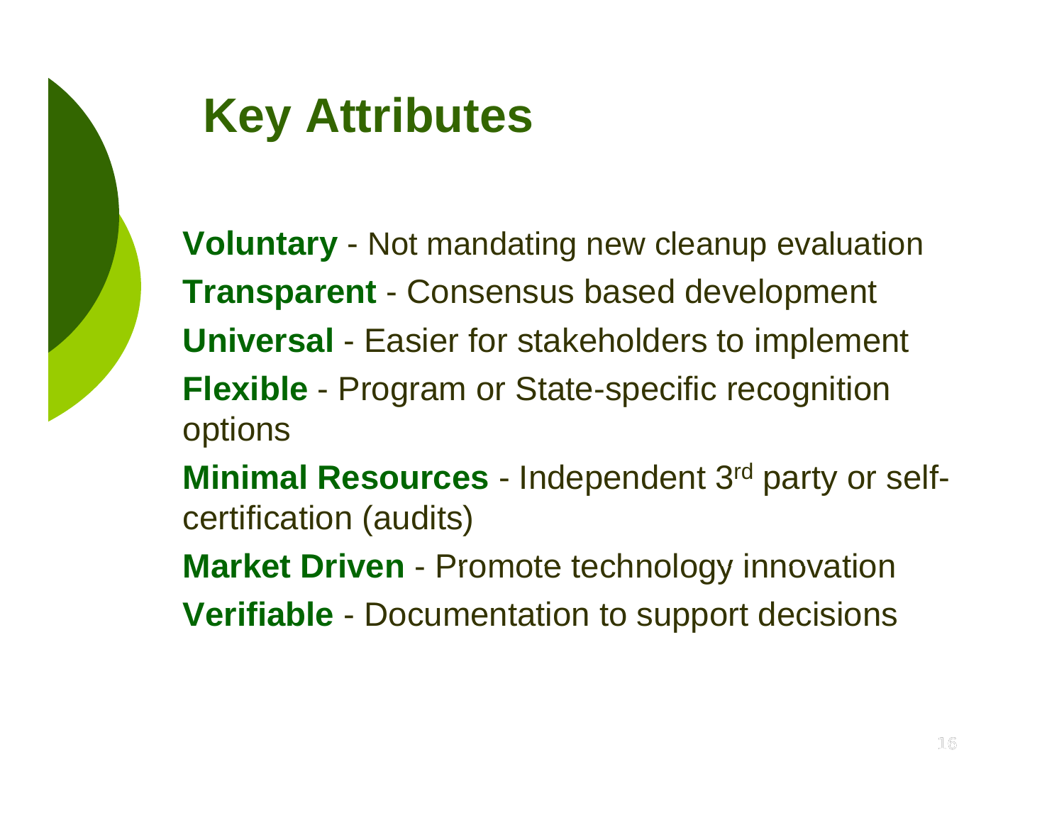# Key Attributes

**Voluntary** - Not mandating new cleanup evaluation

**Transparent** - Consensus based development

**Universal** - Easier for stakeholders to implement

**Flexible** - Program or State-specific recognition options

**Minimal Resources** - Independent 3rd party or self-certification (audits)

**Market Driven** - Promote technology innovation

**Verifiable** - Documentation to support decisions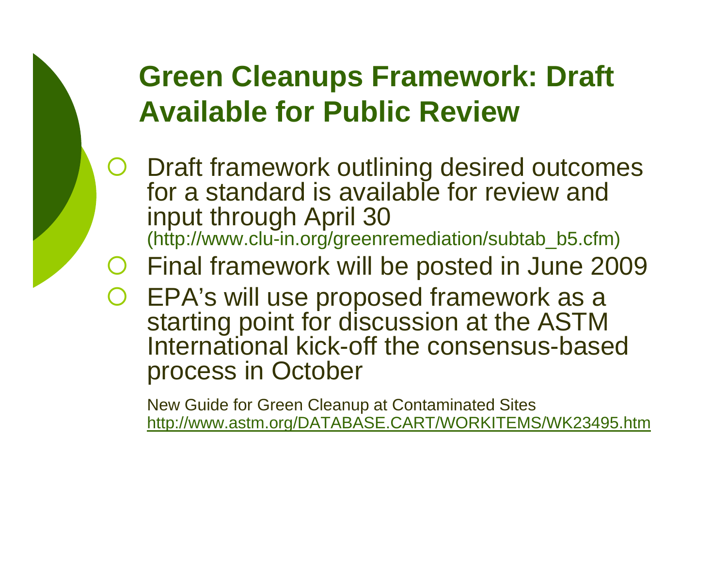# Green Cleanups Framework: Draft Available for Public Review

- Draft framework outlining desired outcomes for a standard is available for review and input through April 30 (http://www.clu-in.org/greenremediation/subtab_b5.cfm)
- Final framework will be posted in June 2009
- EPA's will use proposed framework as a starting point for discussion at the ASTM International kick-off the consensus-based process in October

New Guide for Green Cleanup at Contaminated Sites
http://www.astm.org/DATABASE.CART/WORKITEMS/WK23495.htm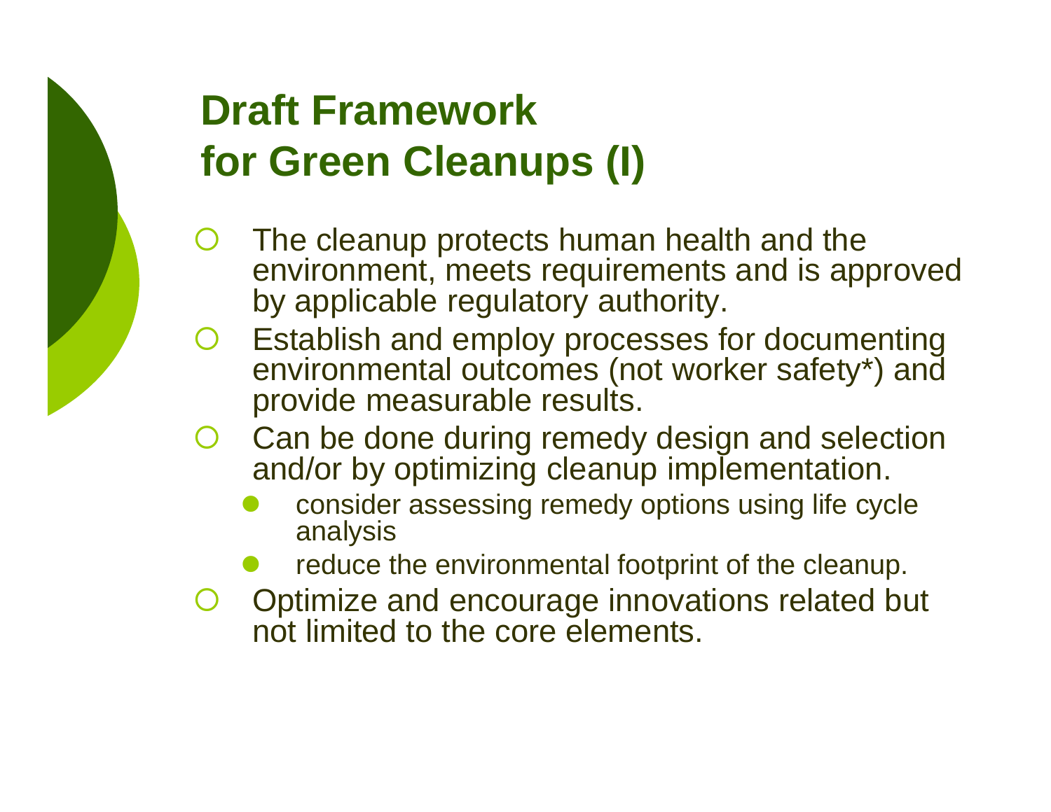# Draft Framework for Green Cleanups (I)

- The cleanup protects human health and the environment, meets requirements and is approved by applicable regulatory authority.
- Establish and employ processes for documenting environmental outcomes (not worker safety*) and provide measurable results.
- Can be done during remedy design and selection and/or by optimizing cleanup implementation.
  - consider assessing remedy options using life cycle analysis
  - reduce the environmental footprint of the cleanup.
- Optimize and encourage innovations related but not limited to the core elements.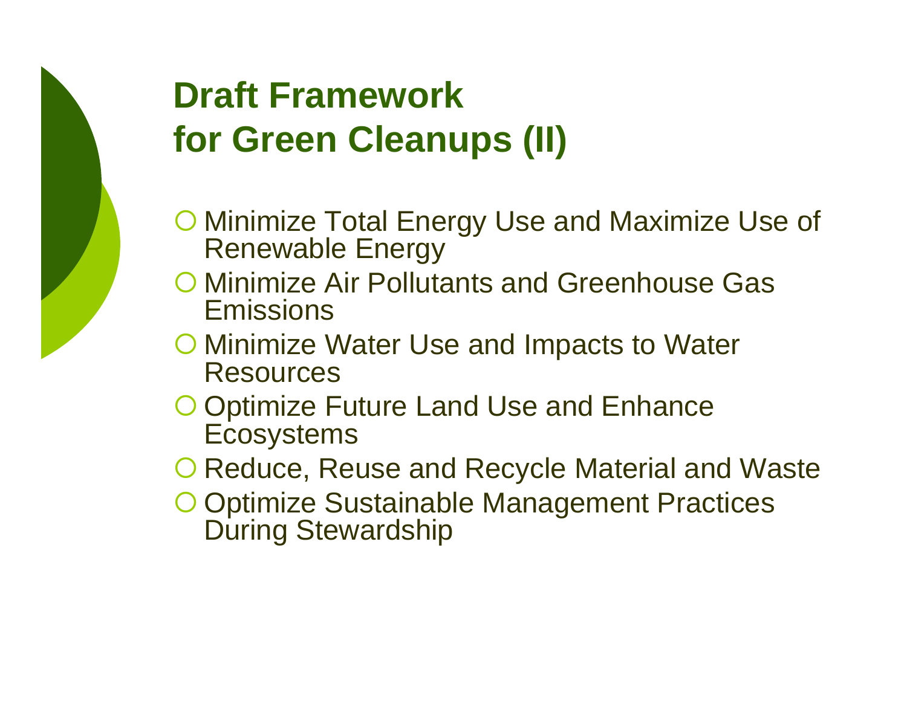# Draft Framework for Green Cleanups (II)

- Minimize Total Energy Use and Maximize Use of Renewable Energy
- Minimize Air Pollutants and Greenhouse Gas Emissions
- Minimize Water Use and Impacts to Water Resources
- Optimize Future Land Use and Enhance Ecosystems
- Reduce, Reuse and Recycle Material and Waste
- Optimize Sustainable Management Practices During Stewardship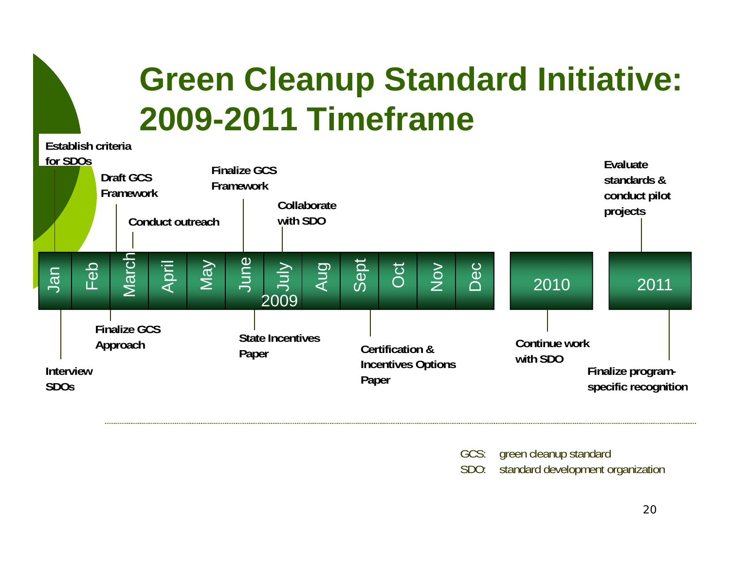# Green Cleanup Standard Initiative: 2009-2011 Timeframe

**2009:**

| Month | Above timeline | Below timeline |
| --- | --- | --- |
| Jan | Establish criteria for SDOs | Interview SDOs |
| Feb | Draft GCS Framework | |
| March | Conduct outreach | Finalize GCS Approach |
| April | | |
| May | | |
| June | Finalize GCS Framework | State Incentives Paper |
| July | Collaborate with SDO | |
| Aug | | |
| Sept | | Certification & Incentives Options Paper |
| Oct | | |
| Nov | | |
| Dec | | |

**2010:** Continue work with SDO

**2011:** Evaluate standards & conduct pilot projects; Finalize program-specific recognition

GCS: green cleanup standard
SDO: standard development organization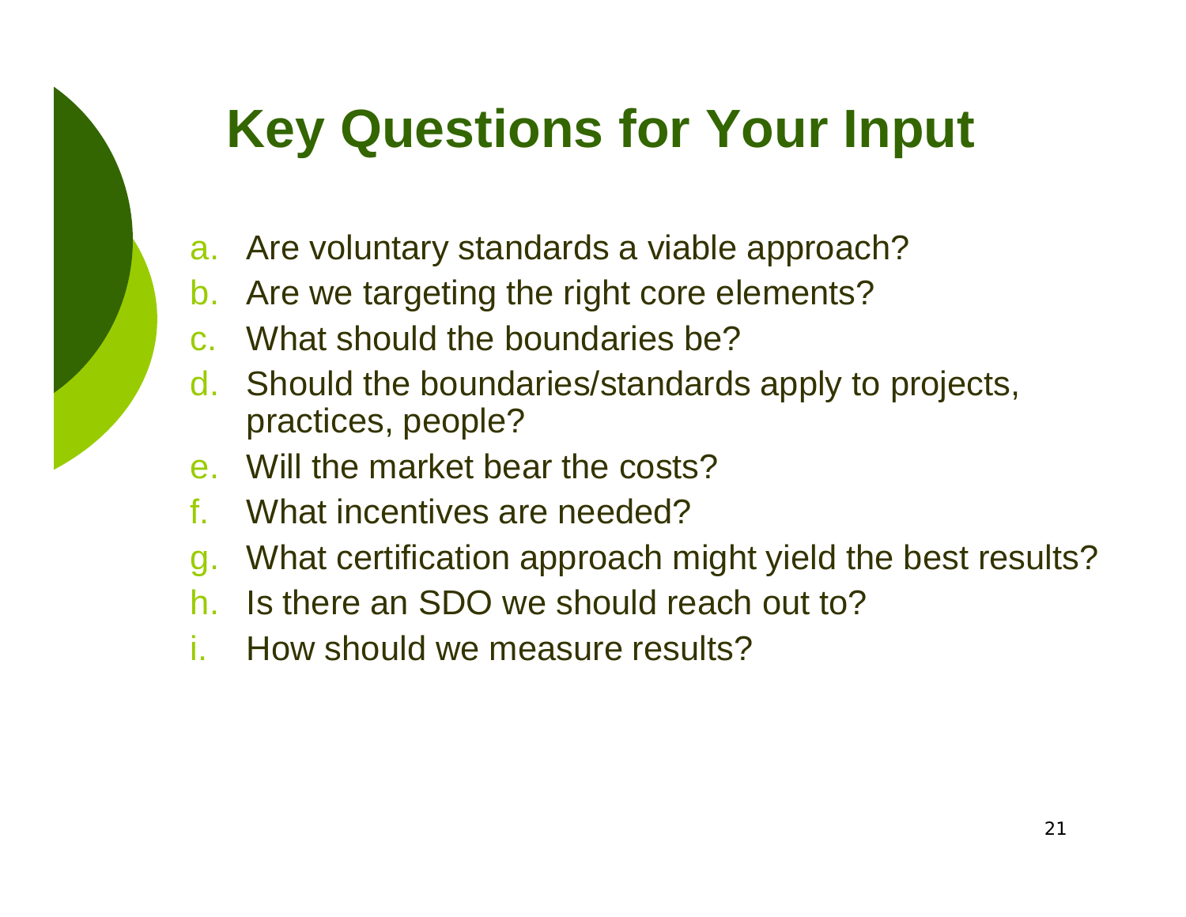# Key Questions for Your Input

a. Are voluntary standards a viable approach?
b. Are we targeting the right core elements?
c. What should the boundaries be?
d. Should the boundaries/standards apply to projects, practices, people?
e. Will the market bear the costs?
f. What incentives are needed?
g. What certification approach might yield the best results?
h. Is there an SDO we should reach out to?
i. How should we measure results?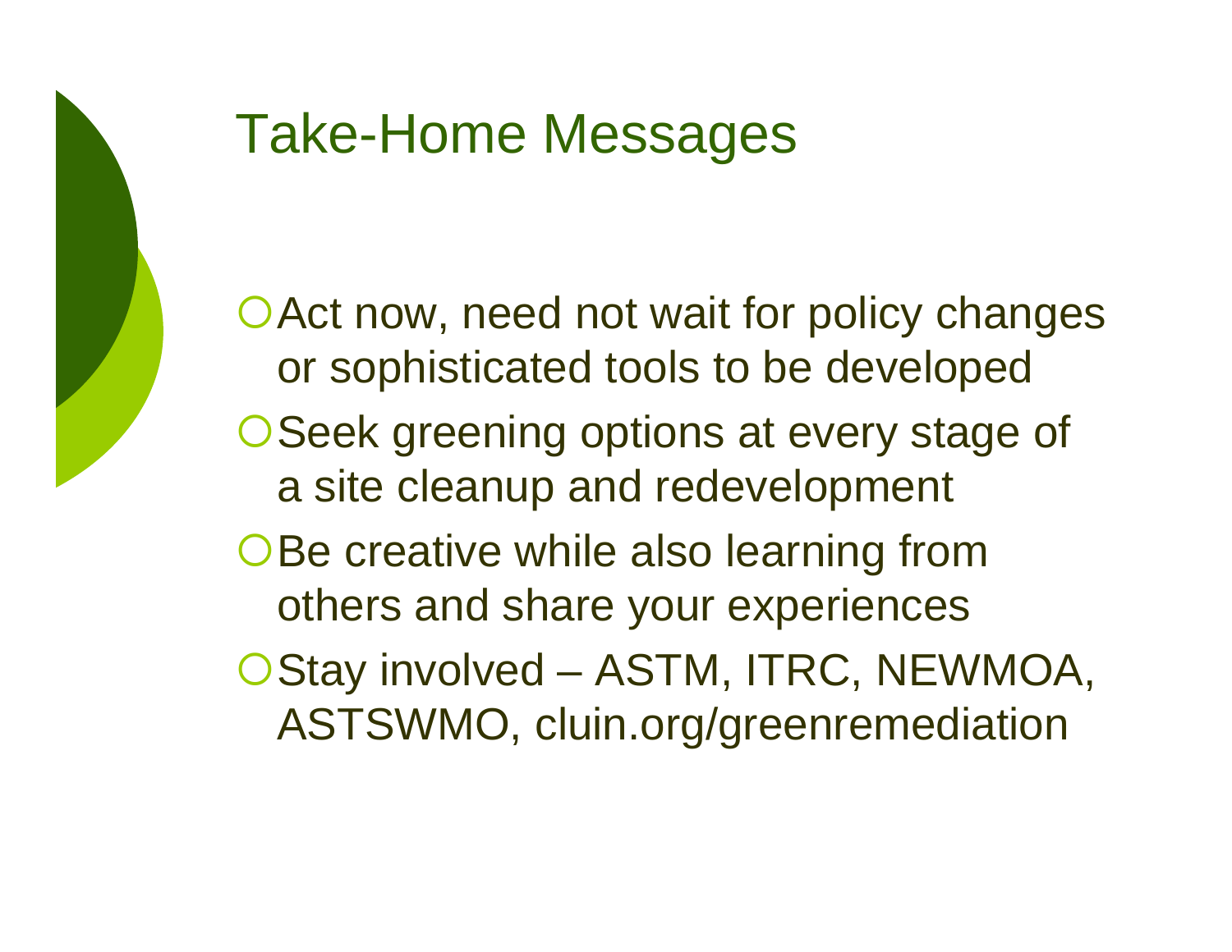# Take-Home Messages

- Act now, need not wait for policy changes or sophisticated tools to be developed
- Seek greening options at every stage of a site cleanup and redevelopment
- Be creative while also learning from others and share your experiences
- Stay involved – ASTM, ITRC, NEWMOA, ASTSWMO, cluin.org/greenremediation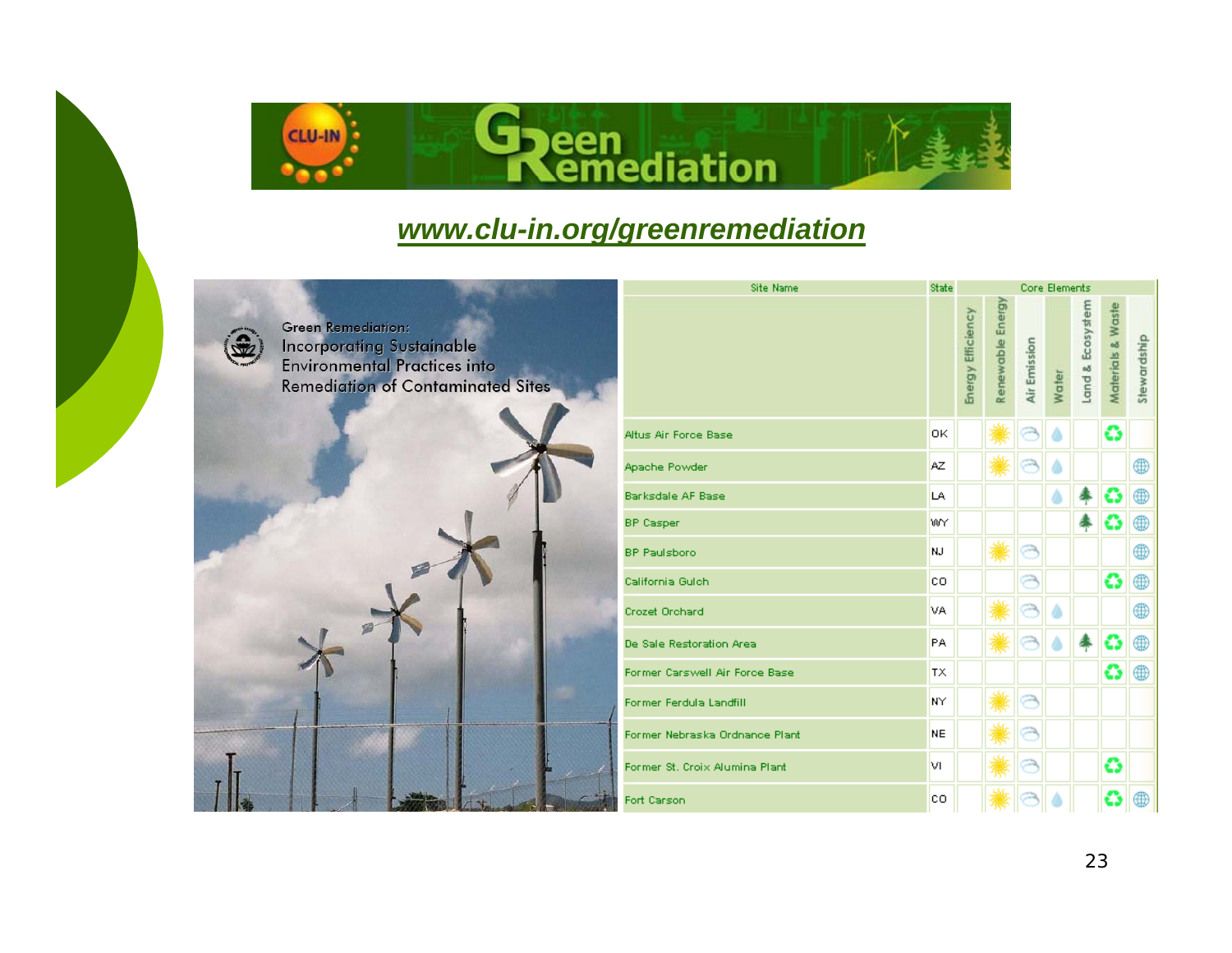# Green Remediation

**www.clu-in.org/greenremediation**

Green Remediation:
Incorporating Sustainable Environmental Practices into Remediation of Contaminated Sites

| Site Name | State | Core Elements | | | | | | |
|---|---|---|---|---|---|---|---|---|
| | | Energy Efficiency | Renewable Energy | Air Emission | Water | Land & Ecosystem | Materials & Waste | Stewardship |
| Altus Air Force Base | OK | | ✓ | ✓ | ✓ | | ✓ | |
| Apache Powder | AZ | | ✓ | ✓ | ✓ | | | ✓ |
| Barksdale AF Base | LA | | | | ✓ | ✓ | ✓ | ✓ |
| BP Casper | WY | | | | | ✓ | ✓ | ✓ |
| BP Paulsboro | NJ | | ✓ | ✓ | | | | ✓ |
| California Gulch | CO | | | ✓ | | | ✓ | ✓ |
| Crozet Orchard | VA | | ✓ | ✓ | ✓ | | | ✓ |
| De Sale Restoration Area | PA | | ✓ | ✓ | ✓ | ✓ | ✓ | ✓ |
| Former Carswell Air Force Base | TX | | | | | | ✓ | ✓ |
| Former Ferdula Landfill | NY | | ✓ | ✓ | | | | |
| Former Nebraska Ordnance Plant | NE | | ✓ | ✓ | | | | |
| Former St. Croix Alumina Plant | VI | | ✓ | ✓ | | | ✓ | |
| Fort Carson | CO | | ✓ | ✓ | ✓ | | ✓ | ✓ |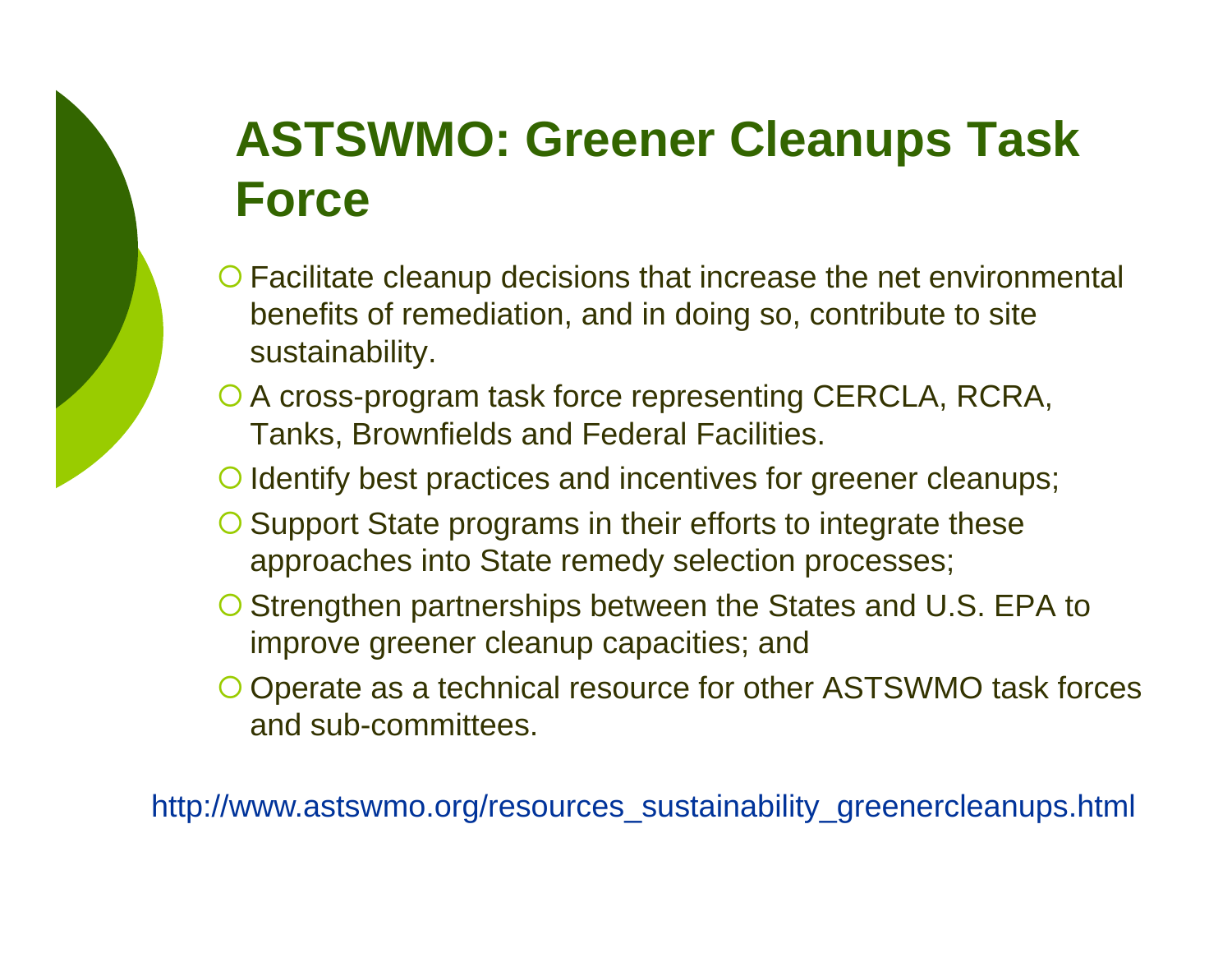# ASTSWMO: Greener Cleanups Task Force

- Facilitate cleanup decisions that increase the net environmental benefits of remediation, and in doing so, contribute to site sustainability.
- A cross-program task force representing CERCLA, RCRA, Tanks, Brownfields and Federal Facilities.
- Identify best practices and incentives for greener cleanups;
- Support State programs in their efforts to integrate these approaches into State remedy selection processes;
- Strengthen partnerships between the States and U.S. EPA to improve greener cleanup capacities; and
- Operate as a technical resource for other ASTSWMO task forces and sub-committees.

http://www.astswmo.org/resources_sustainability_greenercleanups.html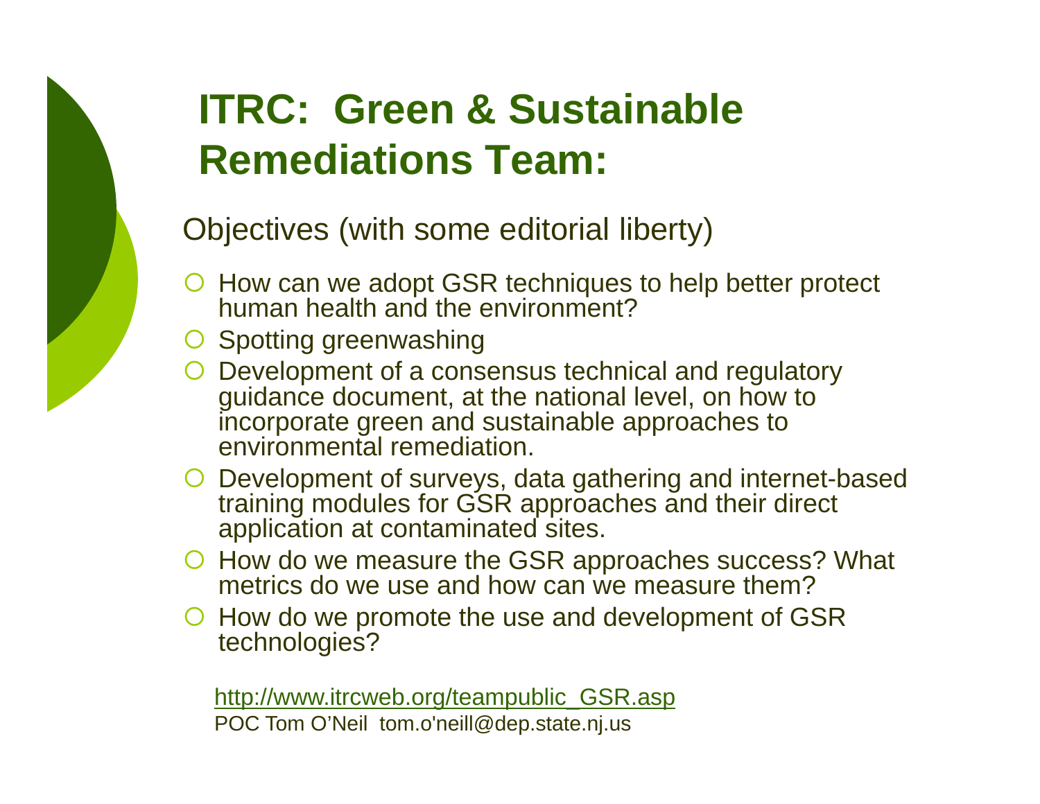# ITRC: Green & Sustainable Remediations Team:

Objectives (with some editorial liberty)

- How can we adopt GSR techniques to help better protect human health and the environment?
- Spotting greenwashing
- Development of a consensus technical and regulatory guidance document, at the national level, on how to incorporate green and sustainable approaches to environmental remediation.
- Development of surveys, data gathering and internet-based training modules for GSR approaches and their direct application at contaminated sites.
- How do we measure the GSR approaches success? What metrics do we use and how can we measure them?
- How do we promote the use and development of GSR technologies?

http://www.itrcweb.org/teampublic_GSR.asp

POC Tom O'Neil tom.o'neill@dep.state.nj.us